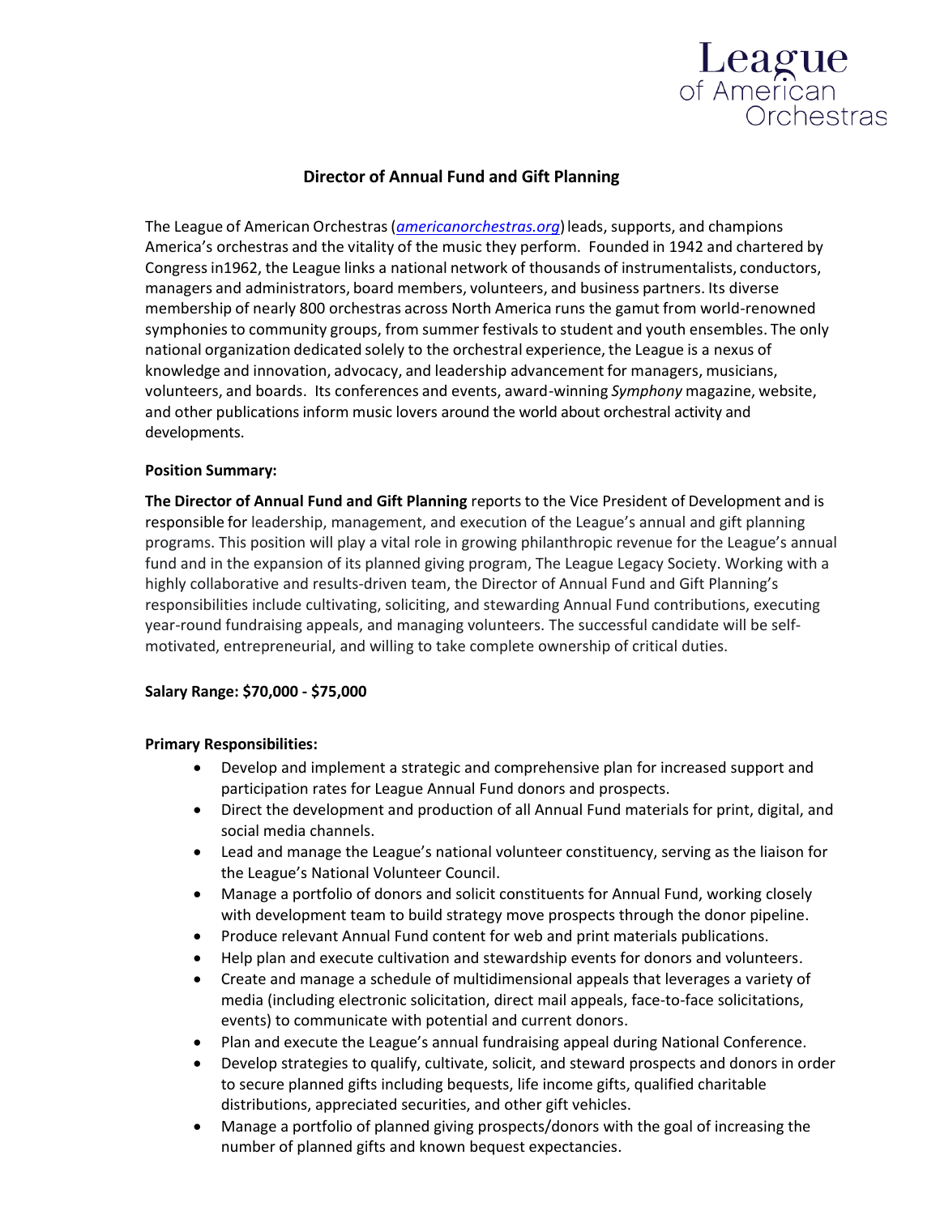League of American Orchestras

# Director of Annual Fund and Gift Planning

The League of American Orchestras (*americanorchestras.org*) leads, supports, and champions America's orchestras and the vitality of the music they perform. Founded in 1942 and chartered by Congress in1962, the League links a national network of thousands of instrumentalists, conductors, managers and administrators, board members, volunteers, and business partners. Its diverse membership of nearly 800 orchestras across North America runs the gamut from world-renowned symphonies to community groups, from summer festivals to student and youth ensembles. The only national organization dedicated solely to the orchestral experience, the League is a nexus of knowledge and innovation, advocacy, and leadership advancement for managers, musicians, volunteers, and boards. Its conferences and events, award-winning *Symphony* magazine, website, and other publications inform music lovers around the world about orchestral activity and developments.

**Position Summary:**

**The Director of Annual Fund and Gift Planning** reports to the Vice President of Development and is responsible for leadership, management, and execution of the League's annual and gift planning programs. This position will play a vital role in growing philanthropic revenue for the League's annual fund and in the expansion of its planned giving program, The League Legacy Society. Working with a highly collaborative and results-driven team, the Director of Annual Fund and Gift Planning's responsibilities include cultivating, soliciting, and stewarding Annual Fund contributions, executing year-round fundraising appeals, and managing volunteers. The successful candidate will be self-motivated, entrepreneurial, and willing to take complete ownership of critical duties.

**Salary Range: $70,000 - $75,000**

**Primary Responsibilities:**

- Develop and implement a strategic and comprehensive plan for increased support and participation rates for League Annual Fund donors and prospects.
- Direct the development and production of all Annual Fund materials for print, digital, and social media channels.
- Lead and manage the League's national volunteer constituency, serving as the liaison for the League's National Volunteer Council.
- Manage a portfolio of donors and solicit constituents for Annual Fund, working closely with development team to build strategy move prospects through the donor pipeline.
- Produce relevant Annual Fund content for web and print materials publications.
- Help plan and execute cultivation and stewardship events for donors and volunteers.
- Create and manage a schedule of multidimensional appeals that leverages a variety of media (including electronic solicitation, direct mail appeals, face-to-face solicitations, events) to communicate with potential and current donors.
- Plan and execute the League's annual fundraising appeal during National Conference.
- Develop strategies to qualify, cultivate, solicit, and steward prospects and donors in order to secure planned gifts including bequests, life income gifts, qualified charitable distributions, appreciated securities, and other gift vehicles.
- Manage a portfolio of planned giving prospects/donors with the goal of increasing the number of planned gifts and known bequest expectancies.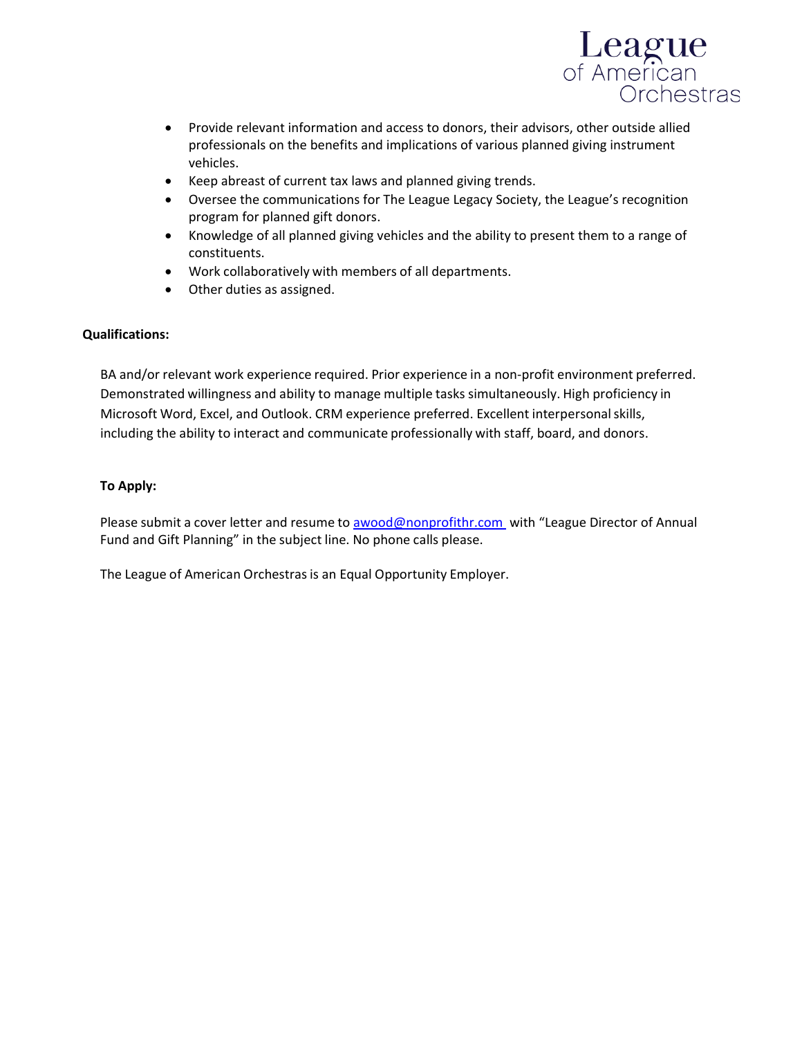- Provide relevant information and access to donors, their advisors, other outside allied professionals on the benefits and implications of various planned giving instrument vehicles.
- Keep abreast of current tax laws and planned giving trends.
- Oversee the communications for The League Legacy Society, the League's recognition program for planned gift donors.
- Knowledge of all planned giving vehicles and the ability to present them to a range of constituents.
- Work collaboratively with members of all departments.
- Other duties as assigned.

**Qualifications:**

BA and/or relevant work experience required. Prior experience in a non-profit environment preferred. Demonstrated willingness and ability to manage multiple tasks simultaneously. High proficiency in Microsoft Word, Excel, and Outlook. CRM experience preferred. Excellent interpersonal skills, including the ability to interact and communicate professionally with staff, board, and donors.

**To Apply:**

Please submit a cover letter and resume to awood@nonprofithr.com with "League Director of Annual Fund and Gift Planning" in the subject line. No phone calls please.

The League of American Orchestras is an Equal Opportunity Employer.